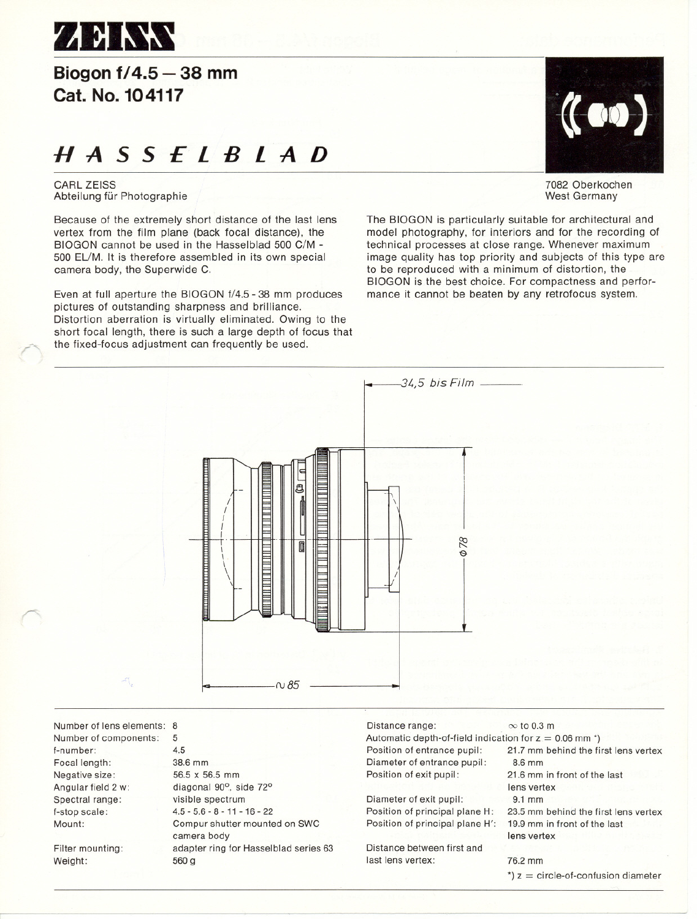# ZEISS

## Biogon f/4.5 — 38 mm
## Cat. No. 104117

## HASSELBLAD

CARL ZEISS
Abteilung für Photographie

7082 Oberkochen
West Germany

Because of the extremely short distance of the last lens vertex from the film plane (back focal distance), the BIOGON cannot be used in the Hasselblad 500 C/M - 500 EL/M. It is therefore assembled in its own special camera body, the Superwide C.

Even at full aperture the BIOGON f/4.5 - 38 mm produces pictures of outstanding sharpness and brilliance. Distortion aberration is virtually eliminated. Owing to the short focal length, there is such a large depth of focus that the fixed-focus adjustment can frequently be used.

The BIOGON is particularly suitable for architectural and model photography, for interiors and for the recording of technical processes at close range. Whenever maximum image quality has top priority and subjects of this type are to be reproduced with a minimum of distortion, the BIOGON is the best choice. For compactness and performance it cannot be beaten by any retrofocus system.

34,5 bis Film

ϕ 78

∿ 85

| | |
|---|---|
| Number of lens elements: | 8 |
| Number of components: | 5 |
| f-number: | 4.5 |
| Focal length: | 38.6 mm |
| Negative size: | 56.5 x 56.5 mm |
| Angular field 2 w: | diagonal 90°, side 72° |
| Spectral range: | visible spectrum |
| f-stop scale: | 4.5 - 5.6 - 8 - 11 - 16 - 22 |
| Mount: | Compur shutter mounted on SWC camera body |
| Filter mounting: | adapter ring for Hasselblad series 63 |
| Weight: | 560 g |

| | |
|---|---|
| Distance range: | ∞ to 0.3 m |
| Automatic depth-of-field indication for z = 0.06 mm *) | |
| Position of entrance pupil: | 21.7 mm behind the first lens vertex |
| Diameter of entrance pupil: | 8.6 mm |
| Position of exit pupil: | 21.6 mm in front of the last lens vertex |
| Diameter of exit pupil: | 9.1 mm |
| Position of principal plane H: | 23.5 mm behind the first lens vertex |
| Position of principal plane H': | 19.9 mm in front of the last lens vertex |
| Distance between first and last lens vertex: | 76.2 mm |

*) z = circle-of-confusion diameter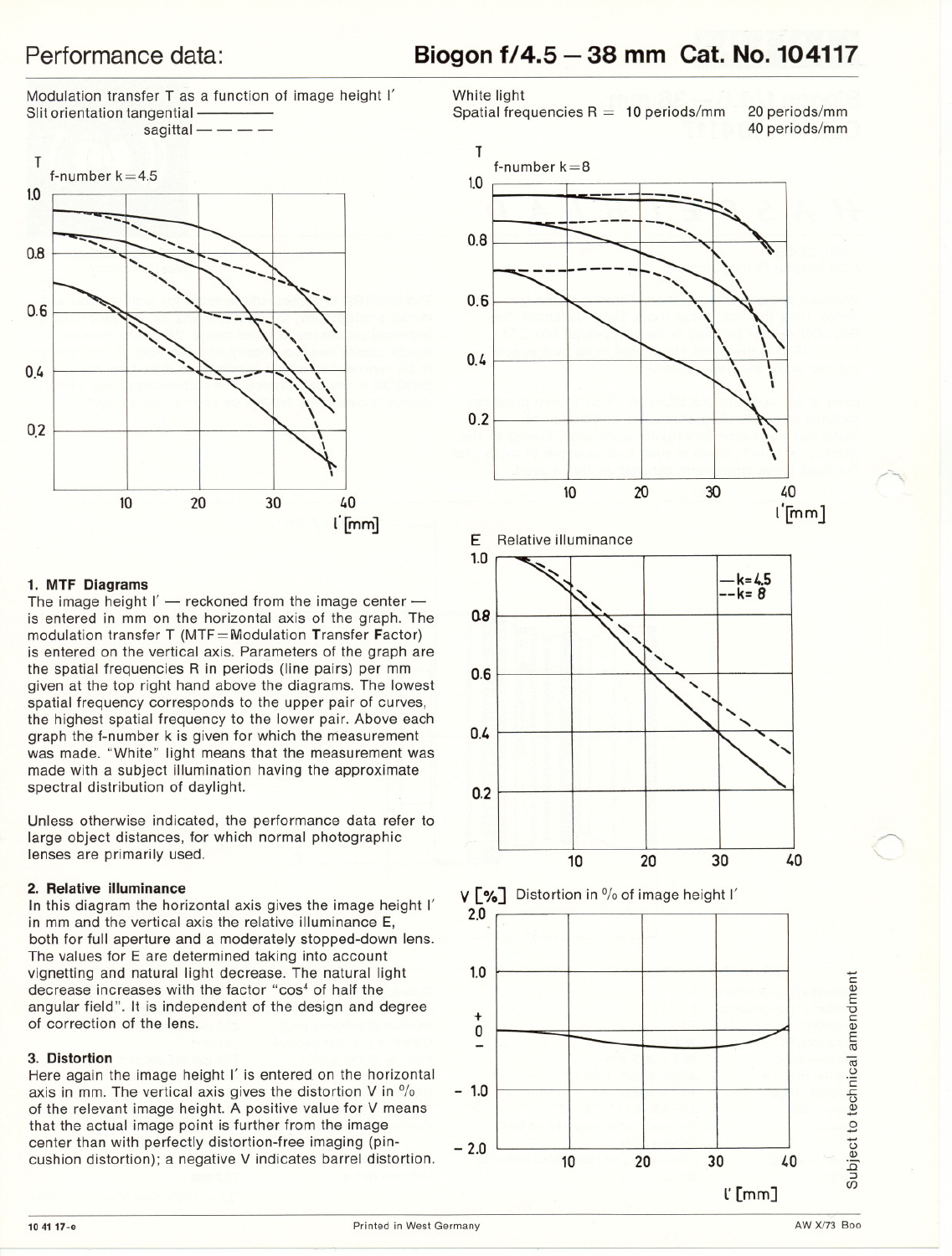# Performance data: **Biogon f/4.5 — 38 mm Cat. No. 104117**

Modulation transfer T as a function of image height l′
Slit orientation tangential ————
sagittal — — — —

White light
Spatial frequencies R = 10 periods/mm 20 periods/mm 40 periods/mm

T
f-number k = 4.5
1.0
0.8
0.6
0.4
0.2
10 20 30 40
l′ [mm]

T
f-number k = 8
1.0
0.8
0.6
0.4
0.2
10 20 30 40
l′ [mm]

E Relative illuminance
1.0
0.8
0.6
0.4
0.2
10 20 30 40
— k = 4.5
-- k = 8

V [%] Distortion in % of image height l′
2.0
1.0
+
0
−
− 1.0
− 2.0
10 20 30 40
l′ [mm]

### 1. MTF Diagrams

The image height l′ — reckoned from the image center — is entered in mm on the horizontal axis of the graph. The modulation transfer T (MTF = Modulation Transfer Factor) is entered on the vertical axis. Parameters of the graph are the spatial frequencies R in periods (line pairs) per mm given at the top right hand above the diagrams. The lowest spatial frequency corresponds to the upper pair of curves, the highest spatial frequency to the lower pair. Above each graph the f-number k is given for which the measurement was made. "White" light means that the measurement was made with a subject illumination having the approximate spectral distribution of daylight.

Unless otherwise indicated, the performance data refer to large object distances, for which normal photographic lenses are primarily used.

### 2. Relative illuminance

In this diagram the horizontal axis gives the image height l′ in mm and the vertical axis the relative illuminance E, both for full aperture and a moderately stopped-down lens. The values for E are determined taking into account vignetting and natural light decrease. The natural light decrease increases with the factor "$\cos^4$ of half the angular field". It is independent of the design and degree of correction of the lens.

### 3. Distortion

Here again the image height l′ is entered on the horizontal axis in mm. The vertical axis gives the distortion V in % of the relevant image height. A positive value for V means that the actual image point is further from the image center than with perfectly distortion-free imaging (pincushion distortion); a negative V indicates barrel distortion.

Subject to technical amendment

10 41 17-e Printed in West Germany AW X/73 Boo